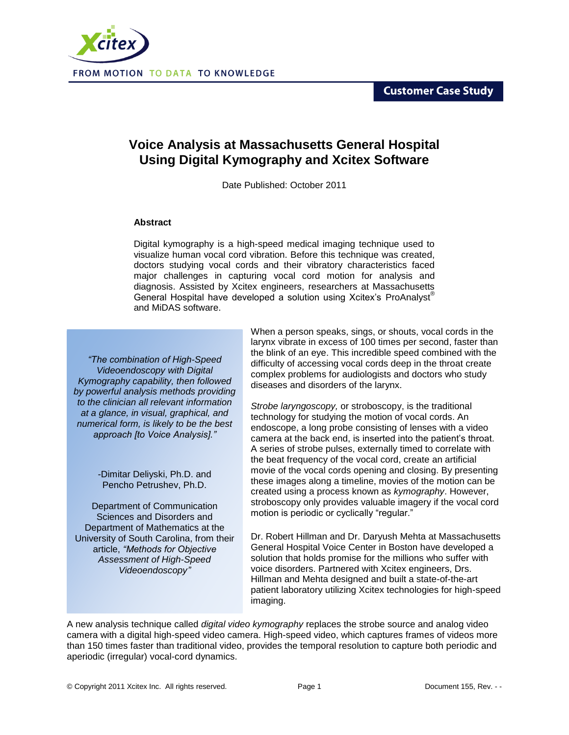Customer Case Study

# Voice Analysis at Massachusetts General Hospital Using Digital Kymography and Xcitex Software

Date Published: October 2011

**Abstract**

Digital kymography is a high-speed medical imaging technique used to visualize human vocal cord vibration. Before this technique was created, doctors studying vocal cords and their vibratory characteristics faced major challenges in capturing vocal cord motion for analysis and diagnosis. Assisted by Xcitex engineers, researchers at Massachusetts General Hospital have developed a solution using Xcitex's ProAnalyst® and MiDAS software.

> *"The combination of High-Speed Videoendoscopy with Digital Kymography capability, then followed by powerful analysis methods providing to the clinician all relevant information at a glance, in visual, graphical, and numerical form, is likely to be the best approach [to Voice Analysis]."*
>
> -Dimitar Deliyski, Ph.D. and Pencho Petrushev, Ph.D.
>
> Department of Communication Sciences and Disorders and Department of Mathematics at the University of South Carolina, from their article, *"Methods for Objective Assessment of High-Speed Videoendoscopy"*

When a person speaks, sings, or shouts, vocal cords in the larynx vibrate in excess of 100 times per second, faster than the blink of an eye. This incredible speed combined with the difficulty of accessing vocal cords deep in the throat create complex problems for audiologists and doctors who study diseases and disorders of the larynx.

*Strobe laryngoscopy,* or stroboscopy, is the traditional technology for studying the motion of vocal cords. An endoscope, a long probe consisting of lenses with a video camera at the back end, is inserted into the patient's throat. A series of strobe pulses, externally timed to correlate with the beat frequency of the vocal cord, create an artificial movie of the vocal cords opening and closing. By presenting these images along a timeline, movies of the motion can be created using a process known as *kymography*. However, stroboscopy only provides valuable imagery if the vocal cord motion is periodic or cyclically "regular."

Dr. Robert Hillman and Dr. Daryush Mehta at Massachusetts General Hospital Voice Center in Boston have developed a solution that holds promise for the millions who suffer with voice disorders. Partnered with Xcitex engineers, Drs. Hillman and Mehta designed and built a state-of-the-art patient laboratory utilizing Xcitex technologies for high-speed imaging.

A new analysis technique called *digital video kymography* replaces the strobe source and analog video camera with a digital high-speed video camera. High-speed video, which captures frames of videos more than 150 times faster than traditional video, provides the temporal resolution to capture both periodic and aperiodic (irregular) vocal-cord dynamics.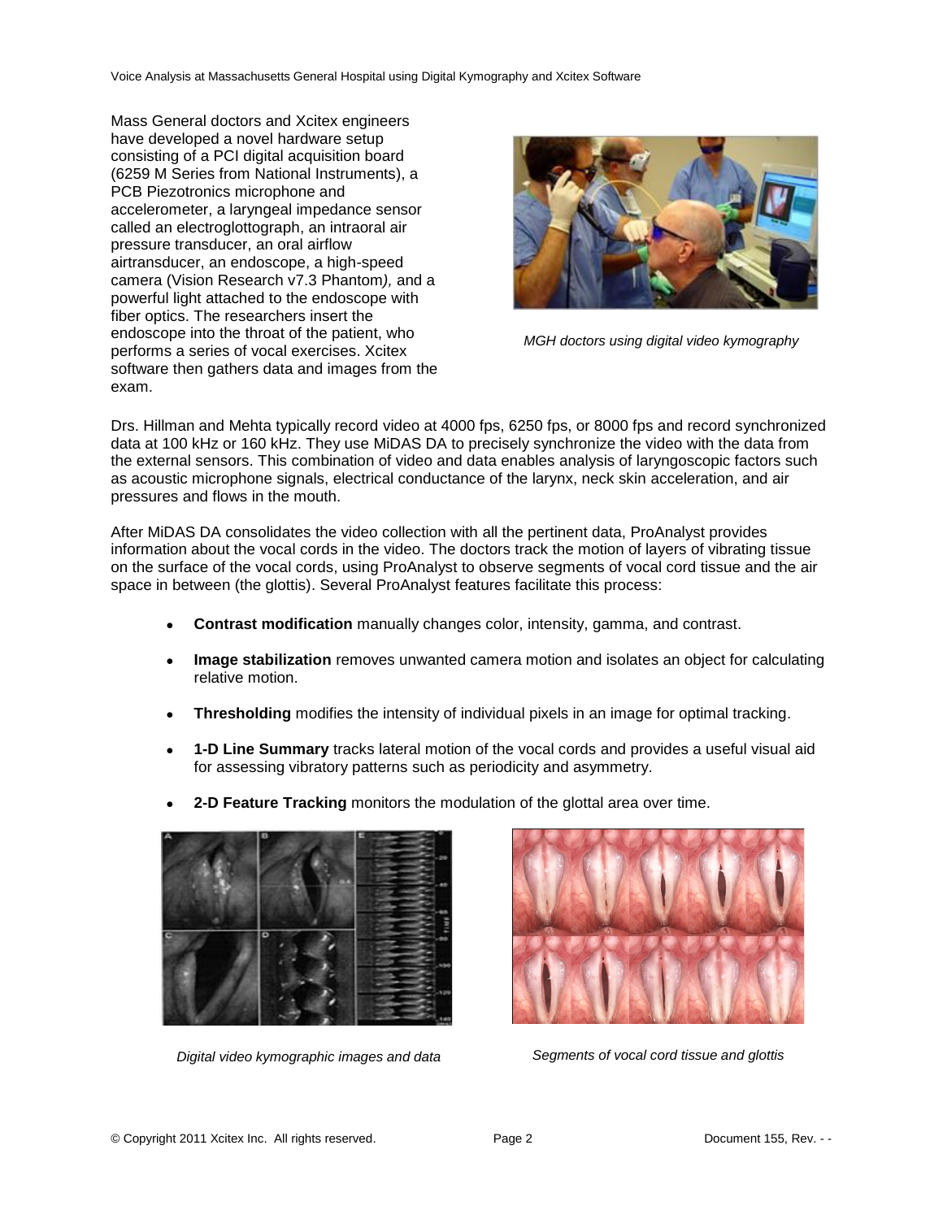Mass General doctors and Xcitex engineers have developed a novel hardware setup consisting of a PCI digital acquisition board (6259 M Series from National Instruments), a PCB Piezotronics microphone and accelerometer, a laryngeal impedance sensor called an electroglottograph, an intraoral air pressure transducer, an oral airflow airtransducer, an endoscope, a high-speed camera (Vision Research v7.3 Phantom*),* and a powerful light attached to the endoscope with fiber optics. The researchers insert the endoscope into the throat of the patient, who performs a series of vocal exercises. Xcitex software then gathers data and images from the exam.

*MGH doctors using digital video kymography*

Drs. Hillman and Mehta typically record video at 4000 fps, 6250 fps, or 8000 fps and record synchronized data at 100 kHz or 160 kHz. They use MiDAS DA to precisely synchronize the video with the data from the external sensors. This combination of video and data enables analysis of laryngoscopic factors such as acoustic microphone signals, electrical conductance of the larynx, neck skin acceleration, and air pressures and flows in the mouth.

After MiDAS DA consolidates the video collection with all the pertinent data, ProAnalyst provides information about the vocal cords in the video. The doctors track the motion of layers of vibrating tissue on the surface of the vocal cords, using ProAnalyst to observe segments of vocal cord tissue and the air space in between (the glottis). Several ProAnalyst features facilitate this process:

- **Contrast modification** manually changes color, intensity, gamma, and contrast.
- **Image stabilization** removes unwanted camera motion and isolates an object for calculating relative motion.
- **Thresholding** modifies the intensity of individual pixels in an image for optimal tracking.
- **1-D Line Summary** tracks lateral motion of the vocal cords and provides a useful visual aid for assessing vibratory patterns such as periodicity and asymmetry.
- **2-D Feature Tracking** monitors the modulation of the glottal area over time.

*Digital video kymographic images and data*

*Segments of vocal cord tissue and glottis*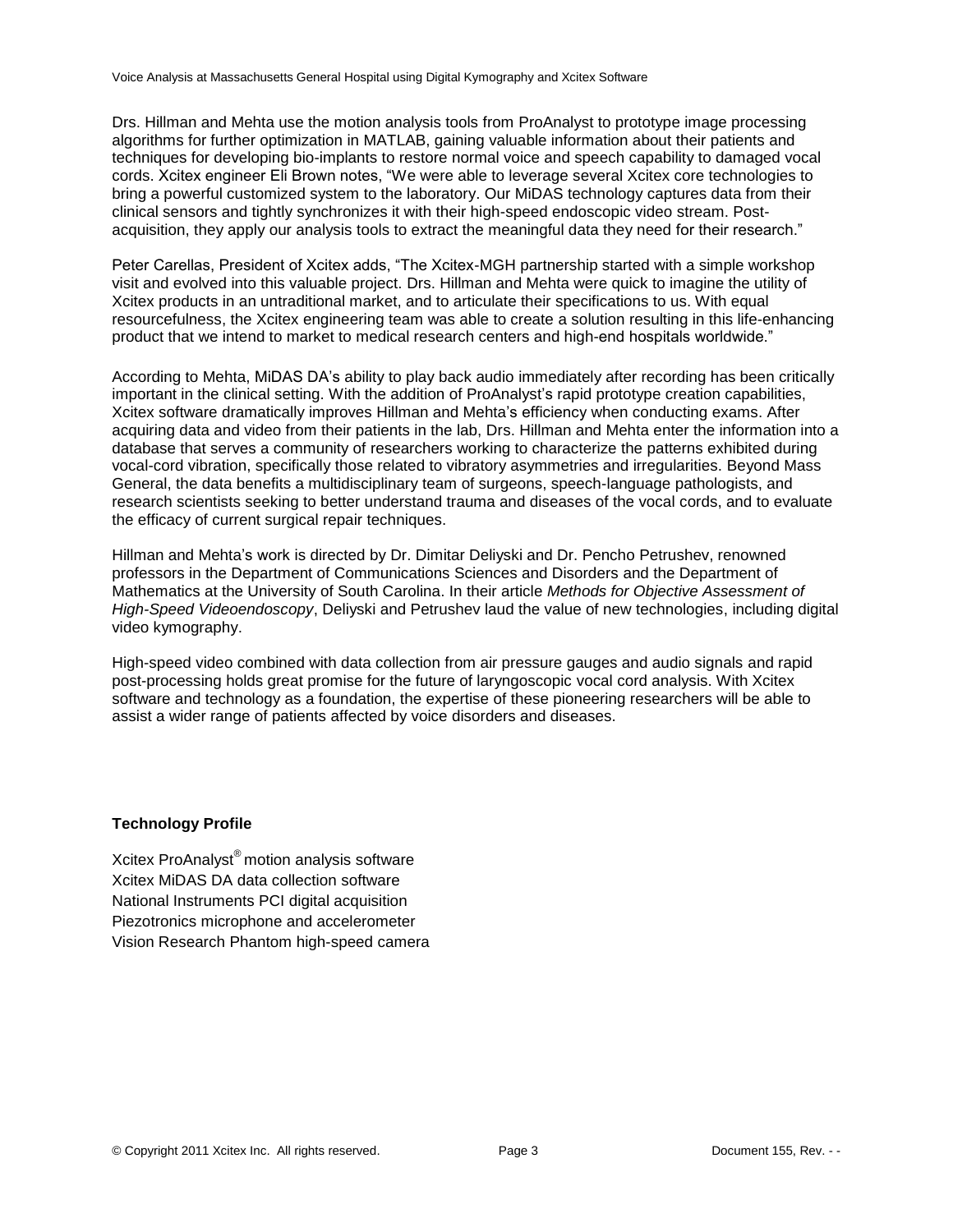Drs. Hillman and Mehta use the motion analysis tools from ProAnalyst to prototype image processing algorithms for further optimization in MATLAB, gaining valuable information about their patients and techniques for developing bio-implants to restore normal voice and speech capability to damaged vocal cords. Xcitex engineer Eli Brown notes, "We were able to leverage several Xcitex core technologies to bring a powerful customized system to the laboratory. Our MiDAS technology captures data from their clinical sensors and tightly synchronizes it with their high-speed endoscopic video stream. Post-acquisition, they apply our analysis tools to extract the meaningful data they need for their research."

Peter Carellas, President of Xcitex adds, "The Xcitex-MGH partnership started with a simple workshop visit and evolved into this valuable project. Drs. Hillman and Mehta were quick to imagine the utility of Xcitex products in an untraditional market, and to articulate their specifications to us. With equal resourcefulness, the Xcitex engineering team was able to create a solution resulting in this life-enhancing product that we intend to market to medical research centers and high-end hospitals worldwide."

According to Mehta, MiDAS DA's ability to play back audio immediately after recording has been critically important in the clinical setting. With the addition of ProAnalyst's rapid prototype creation capabilities, Xcitex software dramatically improves Hillman and Mehta's efficiency when conducting exams. After acquiring data and video from their patients in the lab, Drs. Hillman and Mehta enter the information into a database that serves a community of researchers working to characterize the patterns exhibited during vocal-cord vibration, specifically those related to vibratory asymmetries and irregularities. Beyond Mass General, the data benefits a multidisciplinary team of surgeons, speech-language pathologists, and research scientists seeking to better understand trauma and diseases of the vocal cords, and to evaluate the efficacy of current surgical repair techniques.

Hillman and Mehta's work is directed by Dr. Dimitar Deliyski and Dr. Pencho Petrushev, renowned professors in the Department of Communications Sciences and Disorders and the Department of Mathematics at the University of South Carolina. In their article *Methods for Objective Assessment of High-Speed Videoendoscopy*, Deliyski and Petrushev laud the value of new technologies, including digital video kymography.

High-speed video combined with data collection from air pressure gauges and audio signals and rapid post-processing holds great promise for the future of laryngoscopic vocal cord analysis. With Xcitex software and technology as a foundation, the expertise of these pioneering researchers will be able to assist a wider range of patients affected by voice disorders and diseases.

**Technology Profile**

Xcitex ProAnalyst® motion analysis software
Xcitex MiDAS DA data collection software
National Instruments PCI digital acquisition
Piezotronics microphone and accelerometer
Vision Research Phantom high-speed camera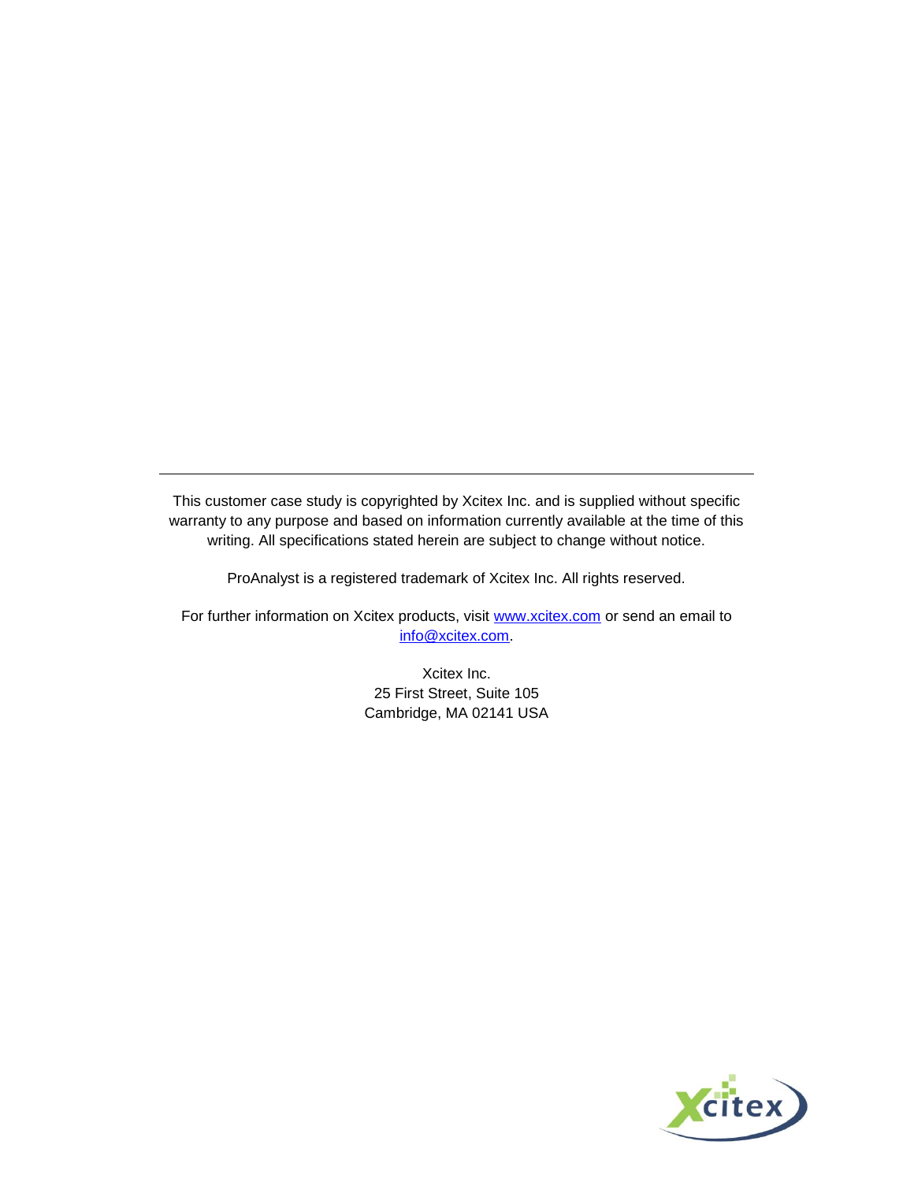---

This customer case study is copyrighted by Xcitex Inc. and is supplied without specific warranty to any purpose and based on information currently available at the time of this writing. All specifications stated herein are subject to change without notice.

ProAnalyst is a registered trademark of Xcitex Inc. All rights reserved.

For further information on Xcitex products, visit www.xcitex.com or send an email to info@xcitex.com.

Xcitex Inc.
25 First Street, Suite 105
Cambridge, MA 02141 USA